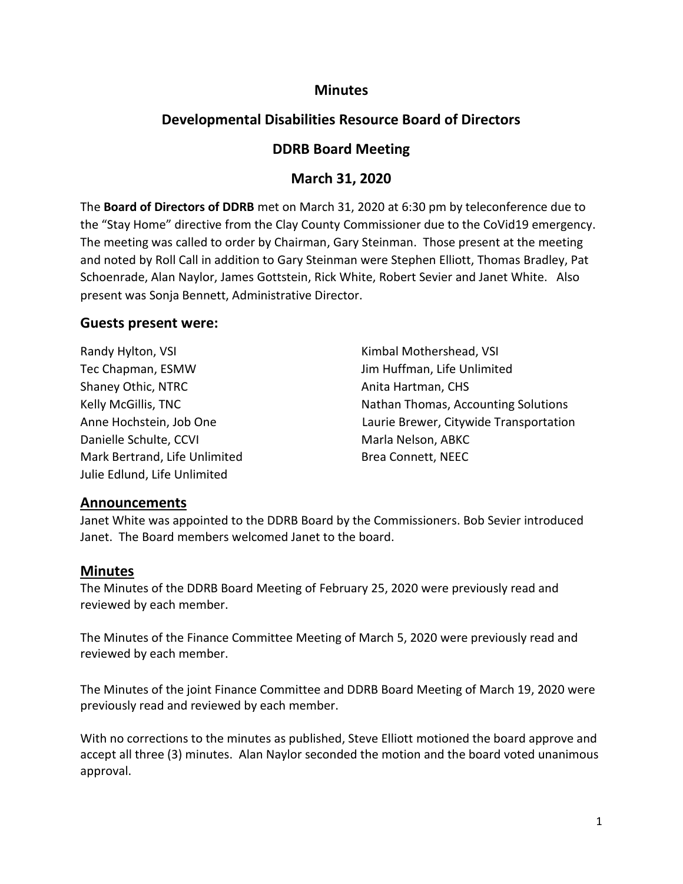# Minutes

## Developmental Disabilities Resource Board of Directors

## DDRB Board Meeting

## March 31, 2020

The **Board of Directors of DDRB** met on March 31, 2020 at 6:30 pm by teleconference due to the "Stay Home" directive from the Clay County Commissioner due to the CoVid19 emergency. The meeting was called to order by Chairman, Gary Steinman. Those present at the meeting and noted by Roll Call in addition to Gary Steinman were Stephen Elliott, Thomas Bradley, Pat Schoenrade, Alan Naylor, James Gottstein, Rick White, Robert Sevier and Janet White. Also present was Sonja Bennett, Administrative Director.

### Guests present were:

Randy Hylton, VSI
Tec Chapman, ESMW
Shaney Othic, NTRC
Kelly McGillis, TNC
Anne Hochstein, Job One
Danielle Schulte, CCVI
Mark Bertrand, Life Unlimited
Julie Edlund, Life Unlimited
Kimbal Mothershead, VSI
Jim Huffman, Life Unlimited
Anita Hartman, CHS
Nathan Thomas, Accounting Solutions
Laurie Brewer, Citywide Transportation
Marla Nelson, ABKC
Brea Connett, NEEC

### Announcements

Janet White was appointed to the DDRB Board by the Commissioners. Bob Sevier introduced Janet. The Board members welcomed Janet to the board.

### Minutes

The Minutes of the DDRB Board Meeting of February 25, 2020 were previously read and reviewed by each member.

The Minutes of the Finance Committee Meeting of March 5, 2020 were previously read and reviewed by each member.

The Minutes of the joint Finance Committee and DDRB Board Meeting of March 19, 2020 were previously read and reviewed by each member.

With no corrections to the minutes as published, Steve Elliott motioned the board approve and accept all three (3) minutes. Alan Naylor seconded the motion and the board voted unanimous approval.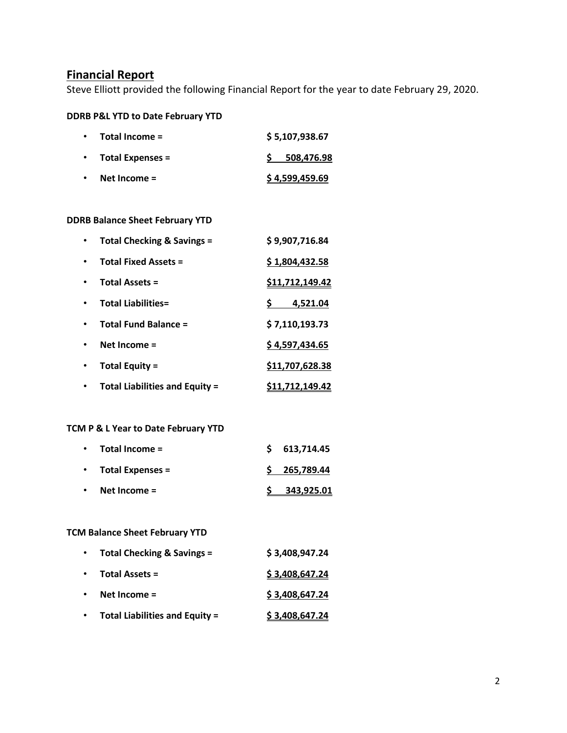## Financial Report

Steve Elliott provided the following Financial Report for the year to date February 29, 2020.

**DDRB P&L YTD to Date February YTD**

- **Total Income =** **$ 5,107,938.67**
- **Total Expenses =** **$ 508,476.98**
- **Net Income =** **$ 4,599,459.69**

**DDRB Balance Sheet February YTD**

- **Total Checking & Savings =** **$ 9,907,716.84**
- **Total Fixed Assets =** **$ 1,804,432.58**
- **Total Assets =** **$11,712,149.42**
- **Total Liabilities=** **$ 4,521.04**
- **Total Fund Balance =** **$ 7,110,193.73**
- **Net Income =** **$ 4,597,434.65**
- **Total Equity =** **$11,707,628.38**
- **Total Liabilities and Equity =** **$11,712,149.42**

**TCM P & L Year to Date February YTD**

- **Total Income =** **$ 613,714.45**
- **Total Expenses =** **$ 265,789.44**
- **Net Income =** **$ 343,925.01**

**TCM Balance Sheet February YTD**

- **Total Checking & Savings =** **$ 3,408,947.24**
- **Total Assets =** **$ 3,408,647.24**
- **Net Income =** **$ 3,408,647.24**
- **Total Liabilities and Equity =** **$ 3,408,647.24**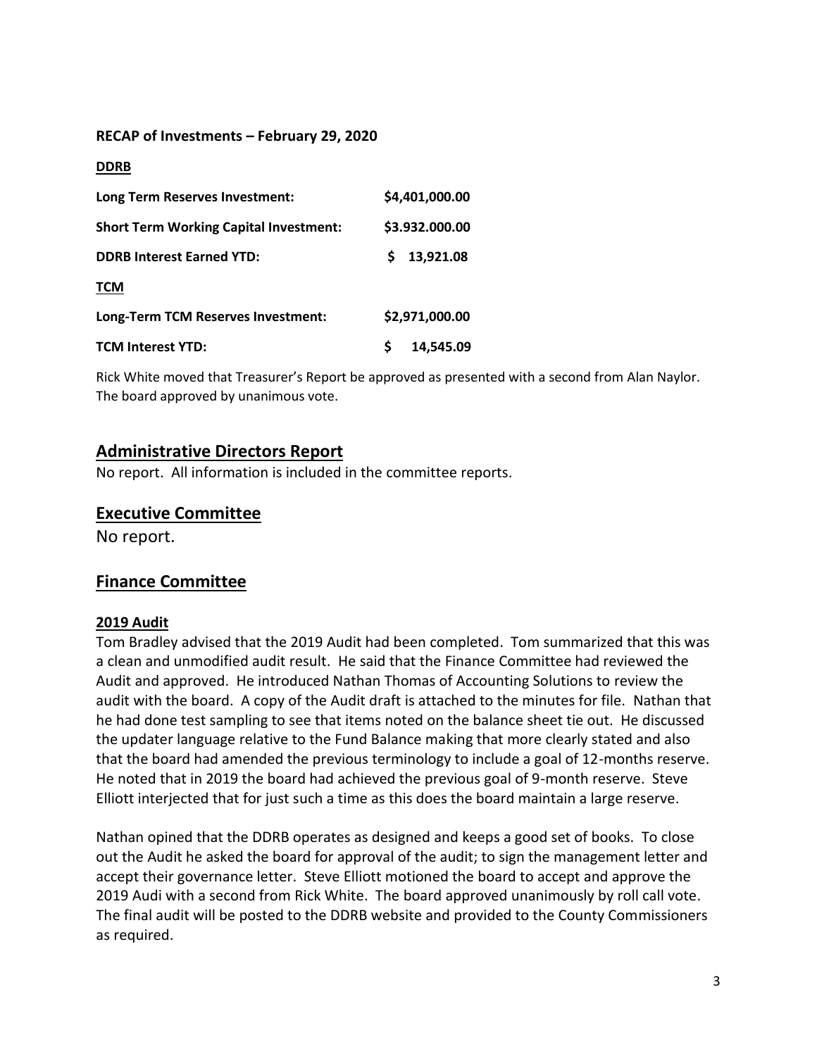**RECAP of Investments – February 29, 2020**

**DDRB**

| | |
|---|---|
| **Long Term Reserves Investment:** | **$4,401,000.00** |
| **Short Term Working Capital Investment:** | **$3.932.000.00** |
| **DDRB Interest Earned YTD:** | **$ 13,921.08** |
| **TCM** | |
| **Long-Term TCM Reserves Investment:** | **$2,971,000.00** |
| **TCM Interest YTD:** | **$ 14,545.09** |

Rick White moved that Treasurer's Report be approved as presented with a second from Alan Naylor. The board approved by unanimous vote.

## Administrative Directors Report

No report. All information is included in the committee reports.

## Executive Committee

No report.

## Finance Committee

### 2019 Audit

Tom Bradley advised that the 2019 Audit had been completed. Tom summarized that this was a clean and unmodified audit result. He said that the Finance Committee had reviewed the Audit and approved. He introduced Nathan Thomas of Accounting Solutions to review the audit with the board. A copy of the Audit draft is attached to the minutes for file. Nathan that he had done test sampling to see that items noted on the balance sheet tie out. He discussed the updater language relative to the Fund Balance making that more clearly stated and also that the board had amended the previous terminology to include a goal of 12-months reserve. He noted that in 2019 the board had achieved the previous goal of 9-month reserve. Steve Elliott interjected that for just such a time as this does the board maintain a large reserve.

Nathan opined that the DDRB operates as designed and keeps a good set of books. To close out the Audit he asked the board for approval of the audit; to sign the management letter and accept their governance letter. Steve Elliott motioned the board to accept and approve the 2019 Audi with a second from Rick White. The board approved unanimously by roll call vote. The final audit will be posted to the DDRB website and provided to the County Commissioners as required.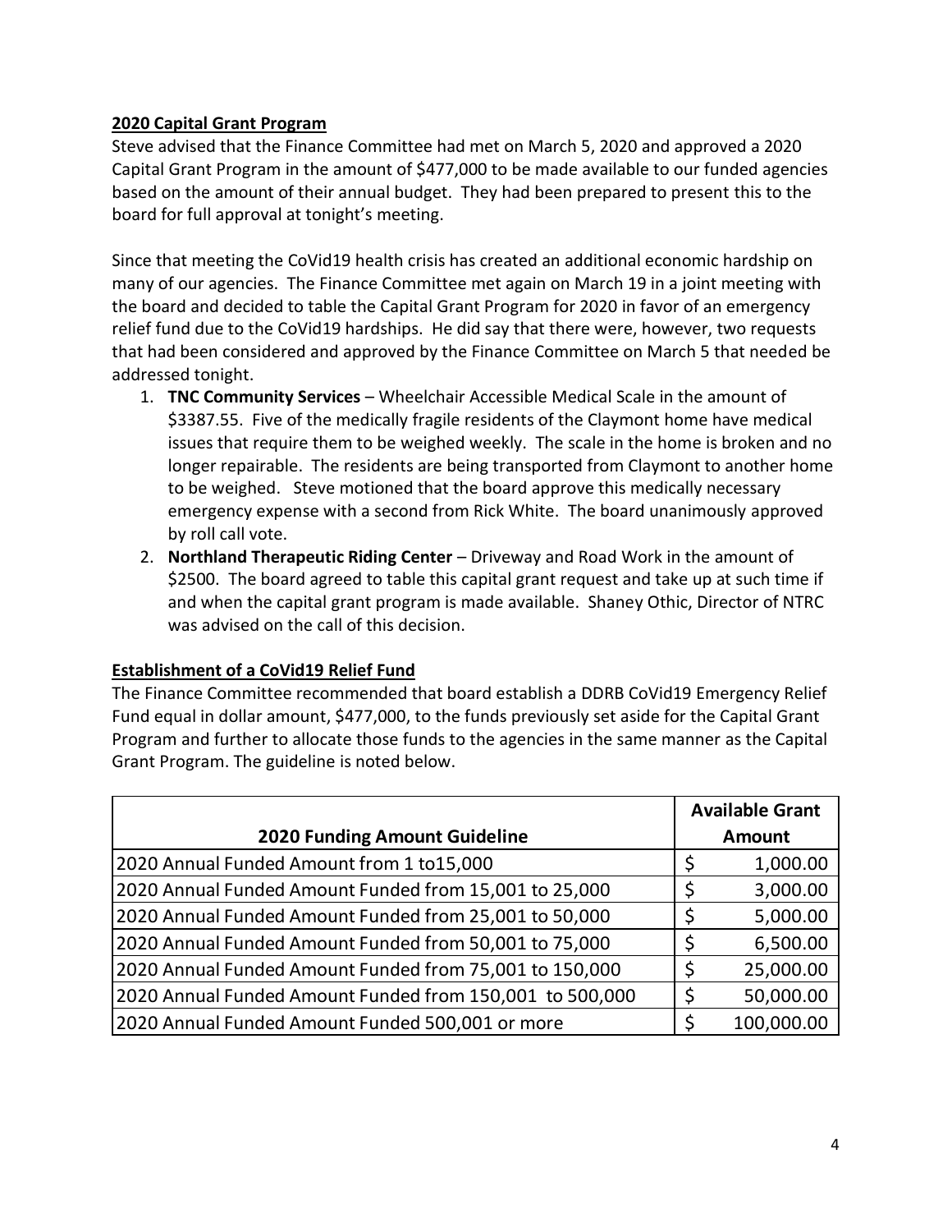**2020 Capital Grant Program**

Steve advised that the Finance Committee had met on March 5, 2020 and approved a 2020 Capital Grant Program in the amount of $477,000 to be made available to our funded agencies based on the amount of their annual budget. They had been prepared to present this to the board for full approval at tonight's meeting.

Since that meeting the CoVid19 health crisis has created an additional economic hardship on many of our agencies. The Finance Committee met again on March 19 in a joint meeting with the board and decided to table the Capital Grant Program for 2020 in favor of an emergency relief fund due to the CoVid19 hardships. He did say that there were, however, two requests that had been considered and approved by the Finance Committee on March 5 that needed be addressed tonight.

1. **TNC Community Services** – Wheelchair Accessible Medical Scale in the amount of $3387.55. Five of the medically fragile residents of the Claymont home have medical issues that require them to be weighed weekly. The scale in the home is broken and no longer repairable. The residents are being transported from Claymont to another home to be weighed. Steve motioned that the board approve this medically necessary emergency expense with a second from Rick White. The board unanimously approved by roll call vote.
2. **Northland Therapeutic Riding Center** – Driveway and Road Work in the amount of $2500. The board agreed to table this capital grant request and take up at such time if and when the capital grant program is made available. Shaney Othic, Director of NTRC was advised on the call of this decision.

**Establishment of a CoVid19 Relief Fund**

The Finance Committee recommended that board establish a DDRB CoVid19 Emergency Relief Fund equal in dollar amount, $477,000, to the funds previously set aside for the Capital Grant Program and further to allocate those funds to the agencies in the same manner as the Capital Grant Program. The guideline is noted below.

| 2020 Funding Amount Guideline | Available Grant Amount |
|---|---|
| 2020 Annual Funded Amount from 1 to15,000 | $ 1,000.00 |
| 2020 Annual Funded Amount Funded from 15,001 to 25,000 | $ 3,000.00 |
| 2020 Annual Funded Amount Funded from 25,001 to 50,000 | $ 5,000.00 |
| 2020 Annual Funded Amount Funded from 50,001 to 75,000 | $ 6,500.00 |
| 2020 Annual Funded Amount Funded from 75,001 to 150,000 | $ 25,000.00 |
| 2020 Annual Funded Amount Funded from 150,001 to 500,000 | $ 50,000.00 |
| 2020 Annual Funded Amount Funded 500,001 or more | $ 100,000.00 |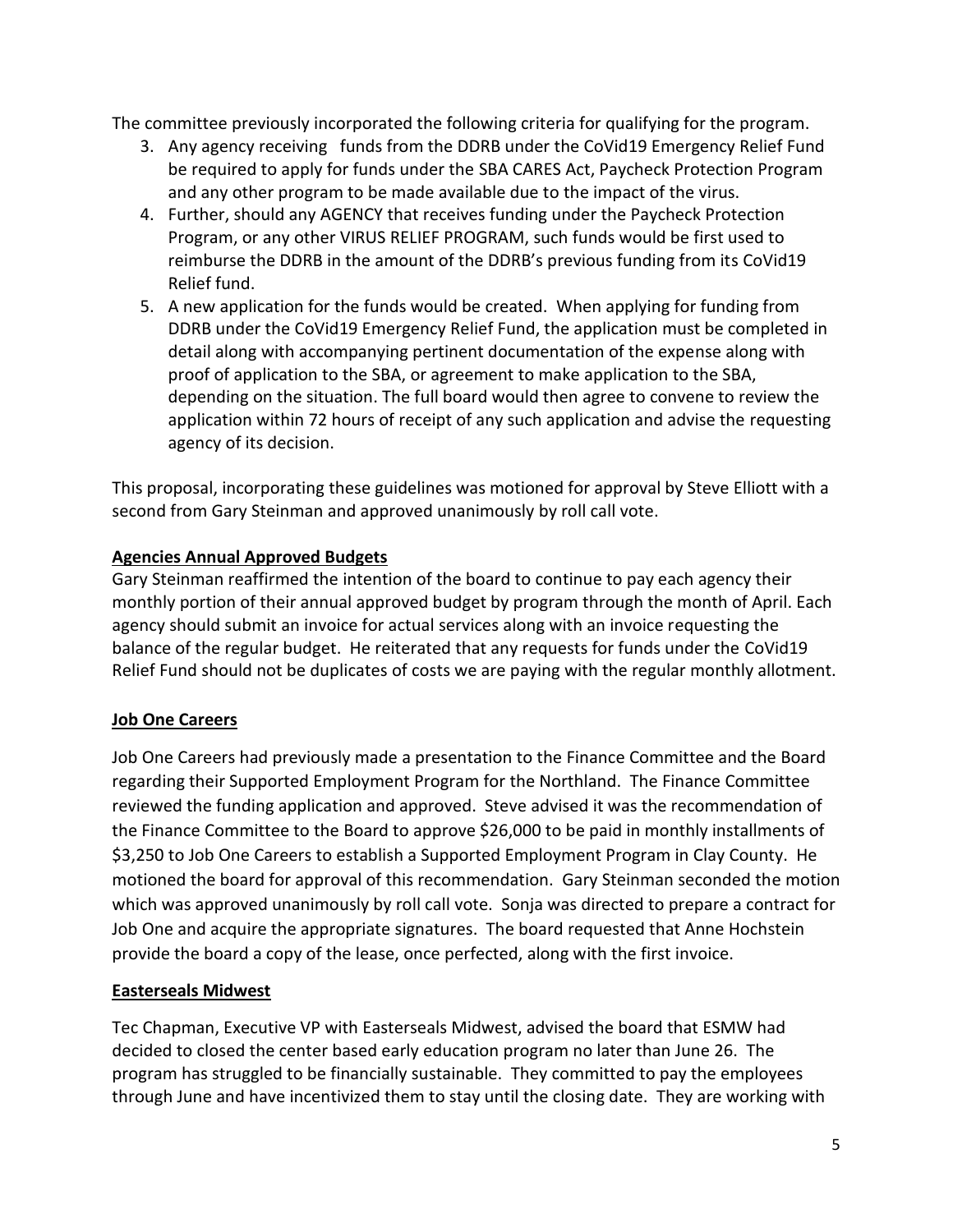The committee previously incorporated the following criteria for qualifying for the program.

3. Any agency receiving funds from the DDRB under the CoVid19 Emergency Relief Fund be required to apply for funds under the SBA CARES Act, Paycheck Protection Program and any other program to be made available due to the impact of the virus.
4. Further, should any AGENCY that receives funding under the Paycheck Protection Program, or any other VIRUS RELIEF PROGRAM, such funds would be first used to reimburse the DDRB in the amount of the DDRB's previous funding from its CoVid19 Relief fund.
5. A new application for the funds would be created. When applying for funding from DDRB under the CoVid19 Emergency Relief Fund, the application must be completed in detail along with accompanying pertinent documentation of the expense along with proof of application to the SBA, or agreement to make application to the SBA, depending on the situation. The full board would then agree to convene to review the application within 72 hours of receipt of any such application and advise the requesting agency of its decision.

This proposal, incorporating these guidelines was motioned for approval by Steve Elliott with a second from Gary Steinman and approved unanimously by roll call vote.

**Agencies Annual Approved Budgets**

Gary Steinman reaffirmed the intention of the board to continue to pay each agency their monthly portion of their annual approved budget by program through the month of April. Each agency should submit an invoice for actual services along with an invoice requesting the balance of the regular budget. He reiterated that any requests for funds under the CoVid19 Relief Fund should not be duplicates of costs we are paying with the regular monthly allotment.

**Job One Careers**

Job One Careers had previously made a presentation to the Finance Committee and the Board regarding their Supported Employment Program for the Northland. The Finance Committee reviewed the funding application and approved. Steve advised it was the recommendation of the Finance Committee to the Board to approve $26,000 to be paid in monthly installments of $3,250 to Job One Careers to establish a Supported Employment Program in Clay County. He motioned the board for approval of this recommendation. Gary Steinman seconded the motion which was approved unanimously by roll call vote. Sonja was directed to prepare a contract for Job One and acquire the appropriate signatures. The board requested that Anne Hochstein provide the board a copy of the lease, once perfected, along with the first invoice.

**Easterseals Midwest**

Tec Chapman, Executive VP with Easterseals Midwest, advised the board that ESMW had decided to closed the center based early education program no later than June 26. The program has struggled to be financially sustainable. They committed to pay the employees through June and have incentivized them to stay until the closing date. They are working with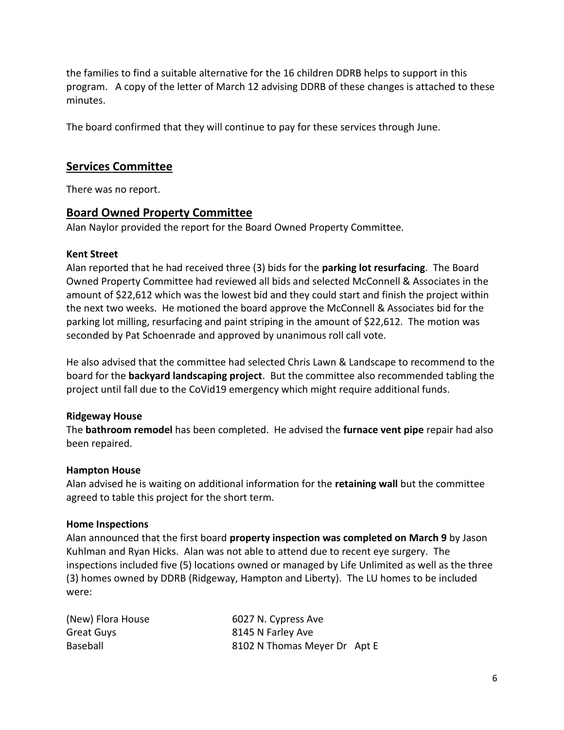the families to find a suitable alternative for the 16 children DDRB helps to support in this program. A copy of the letter of March 12 advising DDRB of these changes is attached to these minutes.

The board confirmed that they will continue to pay for these services through June.

## Services Committee

There was no report.

## Board Owned Property Committee

Alan Naylor provided the report for the Board Owned Property Committee.

### Kent Street

Alan reported that he had received three (3) bids for the **parking lot resurfacing**. The Board Owned Property Committee had reviewed all bids and selected McConnell & Associates in the amount of $22,612 which was the lowest bid and they could start and finish the project within the next two weeks. He motioned the board approve the McConnell & Associates bid for the parking lot milling, resurfacing and paint striping in the amount of $22,612. The motion was seconded by Pat Schoenrade and approved by unanimous roll call vote.

He also advised that the committee had selected Chris Lawn & Landscape to recommend to the board for the **backyard landscaping project**. But the committee also recommended tabling the project until fall due to the CoVid19 emergency which might require additional funds.

### Ridgeway House

The **bathroom remodel** has been completed. He advised the **furnace vent pipe** repair had also been repaired.

### Hampton House

Alan advised he is waiting on additional information for the **retaining wall** but the committee agreed to table this project for the short term.

### Home Inspections

Alan announced that the first board **property inspection was completed on March 9** by Jason Kuhlman and Ryan Hicks. Alan was not able to attend due to recent eye surgery. The inspections included five (5) locations owned or managed by Life Unlimited as well as the three (3) homes owned by DDRB (Ridgeway, Hampton and Liberty). The LU homes to be included were:

| | |
|---|---|
| (New) Flora House | 6027 N. Cypress Ave |
| Great Guys | 8145 N Farley Ave |
| Baseball | 8102 N Thomas Meyer Dr Apt E |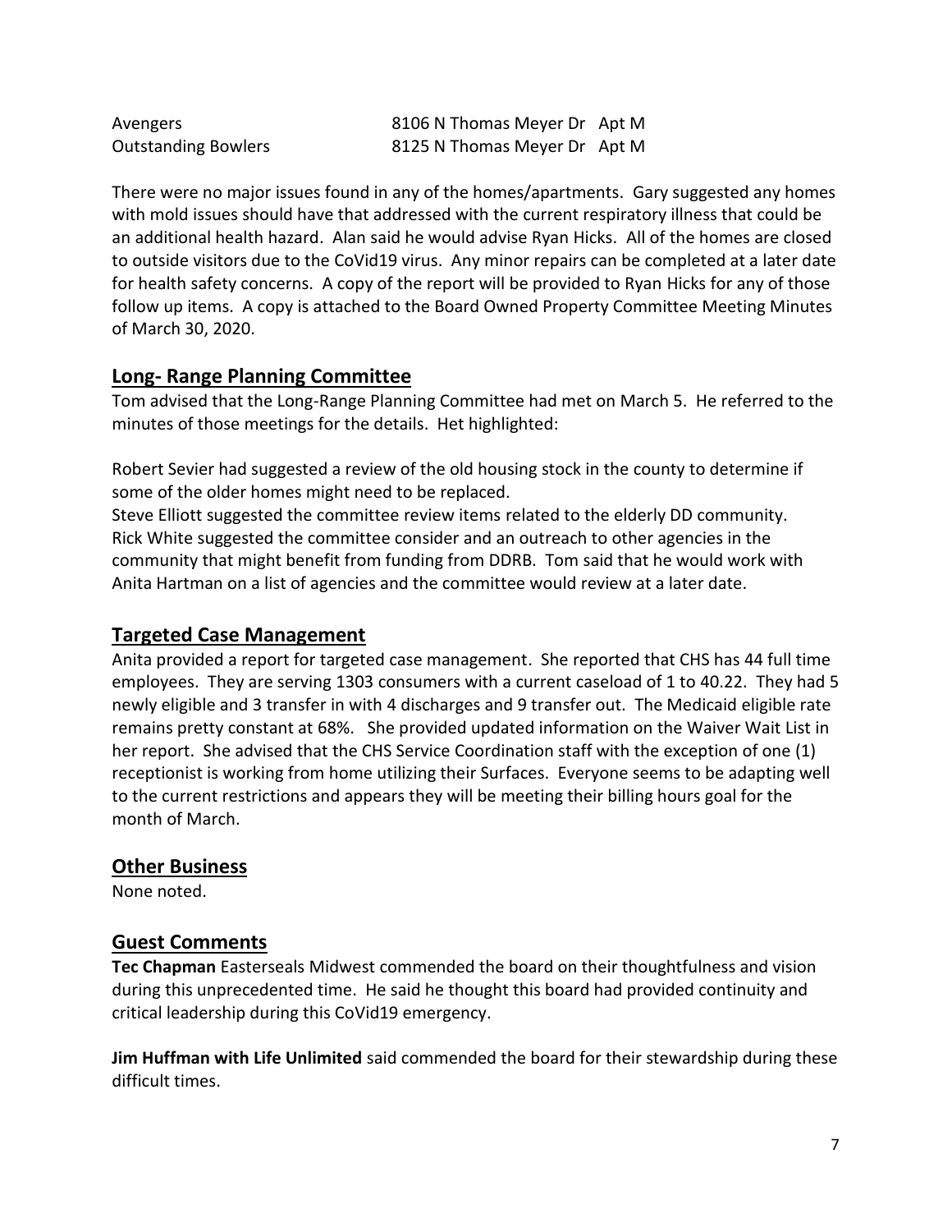| | |
|---|---|
| Avengers | 8106 N Thomas Meyer Dr Apt M |
| Outstanding Bowlers | 8125 N Thomas Meyer Dr Apt M |

There were no major issues found in any of the homes/apartments. Gary suggested any homes with mold issues should have that addressed with the current respiratory illness that could be an additional health hazard. Alan said he would advise Ryan Hicks. All of the homes are closed to outside visitors due to the CoVid19 virus. Any minor repairs can be completed at a later date for health safety concerns. A copy of the report will be provided to Ryan Hicks for any of those follow up items. A copy is attached to the Board Owned Property Committee Meeting Minutes of March 30, 2020.

## Long- Range Planning Committee

Tom advised that the Long-Range Planning Committee had met on March 5. He referred to the minutes of those meetings for the details. Het highlighted:

Robert Sevier had suggested a review of the old housing stock in the county to determine if some of the older homes might need to be replaced.
Steve Elliott suggested the committee review items related to the elderly DD community.
Rick White suggested the committee consider and an outreach to other agencies in the community that might benefit from funding from DDRB. Tom said that he would work with Anita Hartman on a list of agencies and the committee would review at a later date.

## Targeted Case Management

Anita provided a report for targeted case management. She reported that CHS has 44 full time employees. They are serving 1303 consumers with a current caseload of 1 to 40.22. They had 5 newly eligible and 3 transfer in with 4 discharges and 9 transfer out. The Medicaid eligible rate remains pretty constant at 68%. She provided updated information on the Waiver Wait List in her report. She advised that the CHS Service Coordination staff with the exception of one (1) receptionist is working from home utilizing their Surfaces. Everyone seems to be adapting well to the current restrictions and appears they will be meeting their billing hours goal for the month of March.

## Other Business

None noted.

## Guest Comments

**Tec Chapman** Easterseals Midwest commended the board on their thoughtfulness and vision during this unprecedented time. He said he thought this board had provided continuity and critical leadership during this CoVid19 emergency.

**Jim Huffman with Life Unlimited** said commended the board for their stewardship during these difficult times.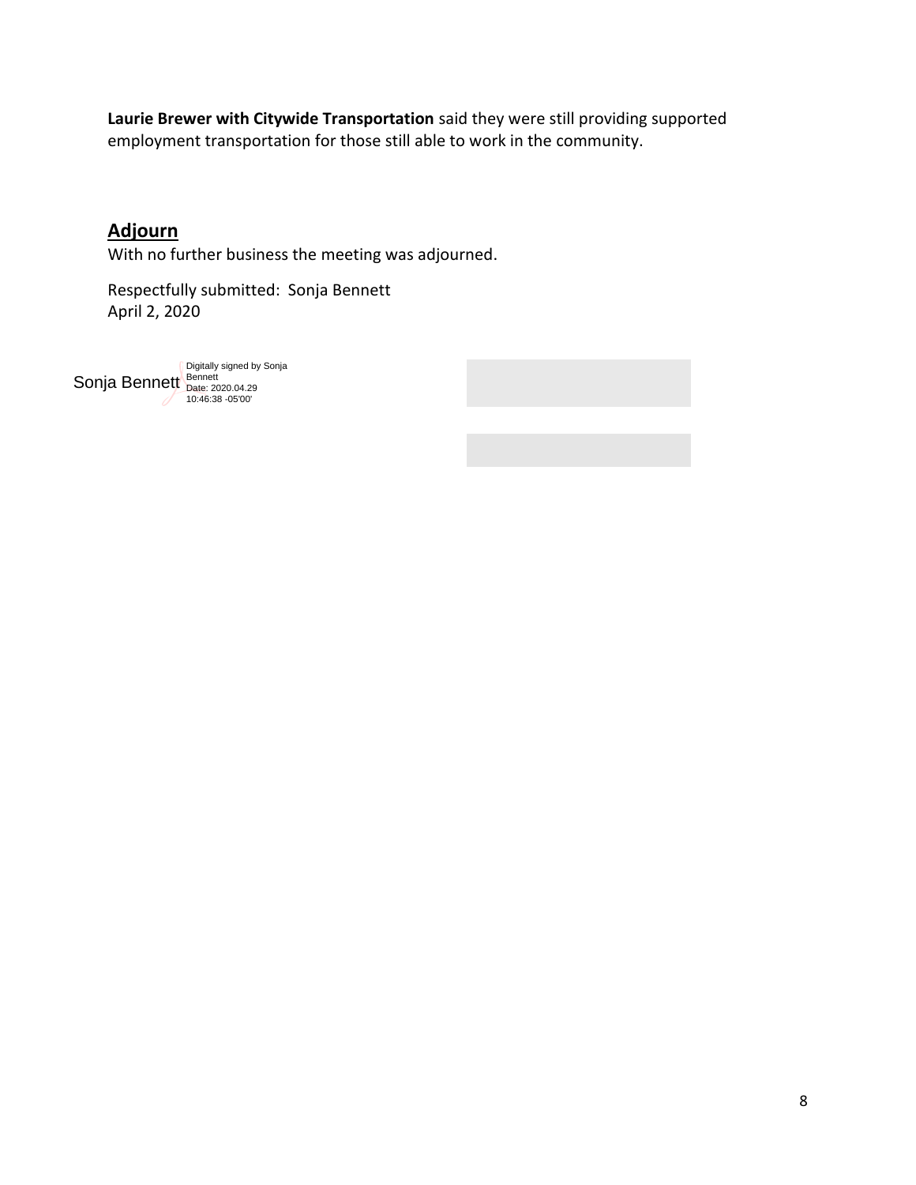**Laurie Brewer with Citywide Transportation** said they were still providing supported employment transportation for those still able to work in the community.

## Adjourn

With no further business the meeting was adjourned.

Respectfully submitted: Sonja Bennett
April 2, 2020

Sonja Bennett Digitally signed by Sonja Bennett
Date: 2020.04.29 10:46:38 -05'00'